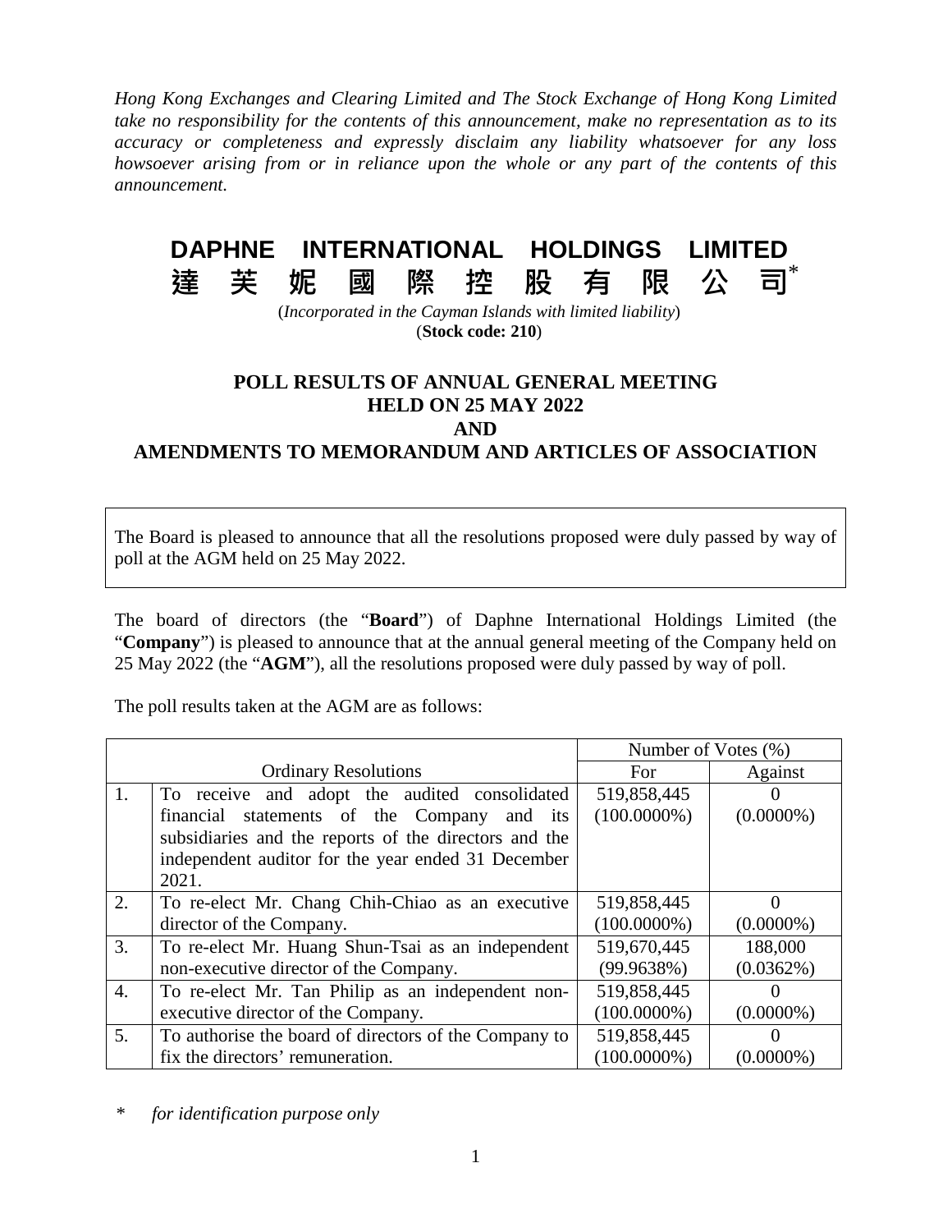*Hong Kong Exchanges and Clearing Limited and The Stock Exchange of Hong Kong Limited take no responsibility for the contents of this announcement, make no representation as to its accuracy or completeness and expressly disclaim any liability whatsoever for any loss howsoever arising from or in reliance upon the whole or any part of the contents of this announcement.*

# DAPHNE INTERNATIONAL HOLDINGS LIMITED
# 達芙妮國際控股有限公司*

(*Incorporated in the Cayman Islands with limited liability*)
(**Stock code: 210**)

## POLL RESULTS OF ANNUAL GENERAL MEETING HELD ON 25 MAY 2022 AND AMENDMENTS TO MEMORANDUM AND ARTICLES OF ASSOCIATION

The Board is pleased to announce that all the resolutions proposed were duly passed by way of poll at the AGM held on 25 May 2022.

The board of directors (the "**Board**") of Daphne International Holdings Limited (the "**Company**") is pleased to announce that at the annual general meeting of the Company held on 25 May 2022 (the "**AGM**"), all the resolutions proposed were duly passed by way of poll.

The poll results taken at the AGM are as follows:

| | Ordinary Resolutions | Number of Votes (%) | |
|---|---|---|---|
| | | For | Against |
| 1. | To receive and adopt the audited consolidated financial statements of the Company and its subsidiaries and the reports of the directors and the independent auditor for the year ended 31 December 2021. | 519,858,445 (100.0000%) | 0 (0.0000%) |
| 2. | To re-elect Mr. Chang Chih-Chiao as an executive director of the Company. | 519,858,445 (100.0000%) | 0 (0.0000%) |
| 3. | To re-elect Mr. Huang Shun-Tsai as an independent non-executive director of the Company. | 519,670,445 (99.9638%) | 188,000 (0.0362%) |
| 4. | To re-elect Mr. Tan Philip as an independent non-executive director of the Company. | 519,858,445 (100.0000%) | 0 (0.0000%) |
| 5. | To authorise the board of directors of the Company to fix the directors' remuneration. | 519,858,445 (100.0000%) | 0 (0.0000%) |

\* *for identification purpose only*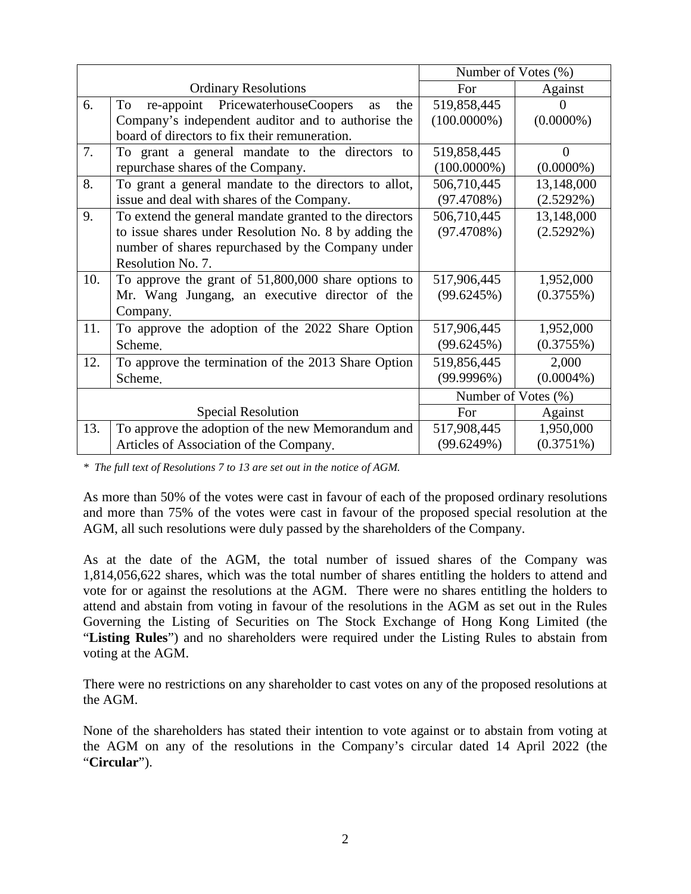| | | Number of Votes (%) | |
|---|---|---|---|
| | Ordinary Resolutions | For | Against |
| 6. | To re-appoint PricewaterhouseCoopers as the Company's independent auditor and to authorise the board of directors to fix their remuneration. | 519,858,445 (100.0000%) | 0 (0.0000%) |
| 7. | To grant a general mandate to the directors to repurchase shares of the Company. | 519,858,445 (100.0000%) | 0 (0.0000%) |
| 8. | To grant a general mandate to the directors to allot, issue and deal with shares of the Company. | 506,710,445 (97.4708%) | 13,148,000 (2.5292%) |
| 9. | To extend the general mandate granted to the directors to issue shares under Resolution No. 8 by adding the number of shares repurchased by the Company under Resolution No. 7. | 506,710,445 (97.4708%) | 13,148,000 (2.5292%) |
| 10. | To approve the grant of 51,800,000 share options to Mr. Wang Jungang, an executive director of the Company. | 517,906,445 (99.6245%) | 1,952,000 (0.3755%) |
| 11. | To approve the adoption of the 2022 Share Option Scheme. | 517,906,445 (99.6245%) | 1,952,000 (0.3755%) |
| 12. | To approve the termination of the 2013 Share Option Scheme. | 519,856,445 (99.9996%) | 2,000 (0.0004%) |
| | | Number of Votes (%) | |
| | Special Resolution | For | Against |
| 13. | To approve the adoption of the new Memorandum and Articles of Association of the Company. | 517,908,445 (99.6249%) | 1,950,000 (0.3751%) |

*\* The full text of Resolutions 7 to 13 are set out in the notice of AGM.*

As more than 50% of the votes were cast in favour of each of the proposed ordinary resolutions and more than 75% of the votes were cast in favour of the proposed special resolution at the AGM, all such resolutions were duly passed by the shareholders of the Company.

As at the date of the AGM, the total number of issued shares of the Company was 1,814,056,622 shares, which was the total number of shares entitling the holders to attend and vote for or against the resolutions at the AGM. There were no shares entitling the holders to attend and abstain from voting in favour of the resolutions in the AGM as set out in the Rules Governing the Listing of Securities on The Stock Exchange of Hong Kong Limited (the "**Listing Rules**") and no shareholders were required under the Listing Rules to abstain from voting at the AGM.

There were no restrictions on any shareholder to cast votes on any of the proposed resolutions at the AGM.

None of the shareholders has stated their intention to vote against or to abstain from voting at the AGM on any of the resolutions in the Company's circular dated 14 April 2022 (the "**Circular**").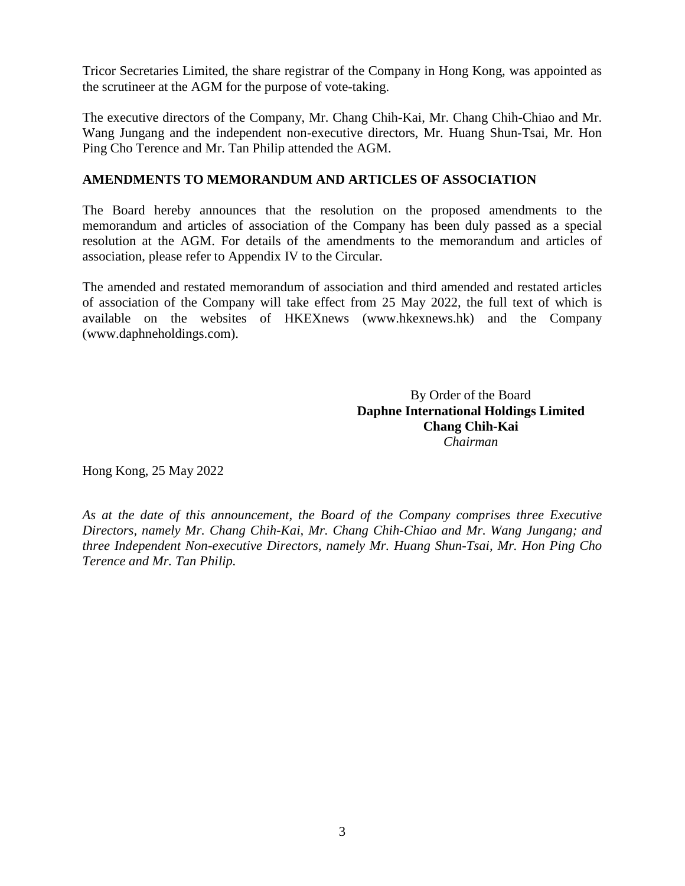Tricor Secretaries Limited, the share registrar of the Company in Hong Kong, was appointed as the scrutineer at the AGM for the purpose of vote-taking.

The executive directors of the Company, Mr. Chang Chih-Kai, Mr. Chang Chih-Chiao and Mr. Wang Jungang and the independent non-executive directors, Mr. Huang Shun-Tsai, Mr. Hon Ping Cho Terence and Mr. Tan Philip attended the AGM.

**AMENDMENTS TO MEMORANDUM AND ARTICLES OF ASSOCIATION**

The Board hereby announces that the resolution on the proposed amendments to the memorandum and articles of association of the Company has been duly passed as a special resolution at the AGM. For details of the amendments to the memorandum and articles of association, please refer to Appendix IV to the Circular.

The amended and restated memorandum of association and third amended and restated articles of association of the Company will take effect from 25 May 2022, the full text of which is available on the websites of HKEXnews (www.hkexnews.hk) and the Company (www.daphneholdings.com).

By Order of the Board
**Daphne International Holdings Limited**
**Chang Chih-Kai**
*Chairman*

Hong Kong, 25 May 2022

*As at the date of this announcement, the Board of the Company comprises three Executive Directors, namely Mr. Chang Chih-Kai, Mr. Chang Chih-Chiao and Mr. Wang Jungang; and three Independent Non-executive Directors, namely Mr. Huang Shun-Tsai, Mr. Hon Ping Cho Terence and Mr. Tan Philip.*